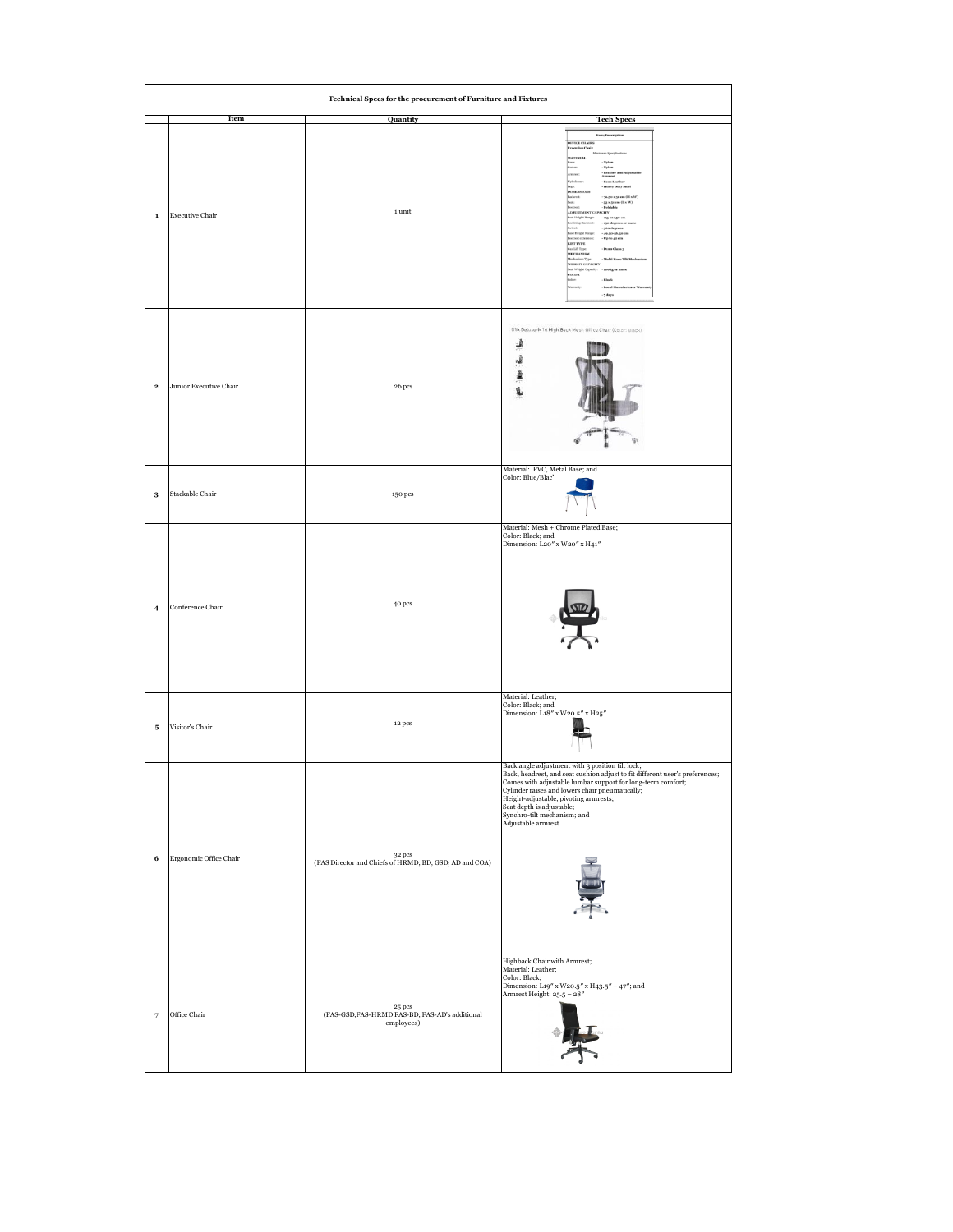**Technical Specs for the procurement of Furniture and Fixtures**

| | Item | Quantity | Tech Specs |
|---|---|---|---|
| 1 | Executive Chair | 1 unit | |
| 2 | Junior Executive Chair | 26 pcs | Olix Deluxe-M16 High Back Mesh Office Chair (Color: Black) |
| 3 | Stackable Chair | 150 pcs | Material: PVC, Metal Base; and<br>Color: Blue/Blac' |
| 4 | Conference Chair | 40 pcs | Material: Mesh + Chrome Plated Base;<br>Color: Black; and<br>Dimension: L20" x W20" x H41" |
| 5 | Visitor's Chair | 12 pcs | Material: Leather;<br>Color: Black; and<br>Dimension: L18" x W20.5" x H35" |
| 6 | Ergonomic Office Chair | 32 pcs<br>(FAS Director and Chiefs of HRMD, BD, GSD, AD and COA) | Back angle adjustment with 3 position tilt lock;<br>Back, headrest, and seat cushion adjust to fit different user's preferences;<br>Comes with adjustable lumbar support for long-term comfort;<br>Cylinder raises and lowers chair pneumatically;<br>Height-adjustable, pivoting armrests;<br>Seat depth is adjustable;<br>Synchri-tilt mechanism; and<br>Adjustable armrest |
| 7 | Office Chair | 25 pcs<br>(FAS-GSD,FAS-HRMD FAS-BD, FAS-AD's additional employees) | Highback Chair with Armrest;<br>Material: Leather;<br>Color: Black;<br>Dimension: L19" x W20.5" x H43.5" – 47"; and<br>Armrest Height: 25.5 – 28" |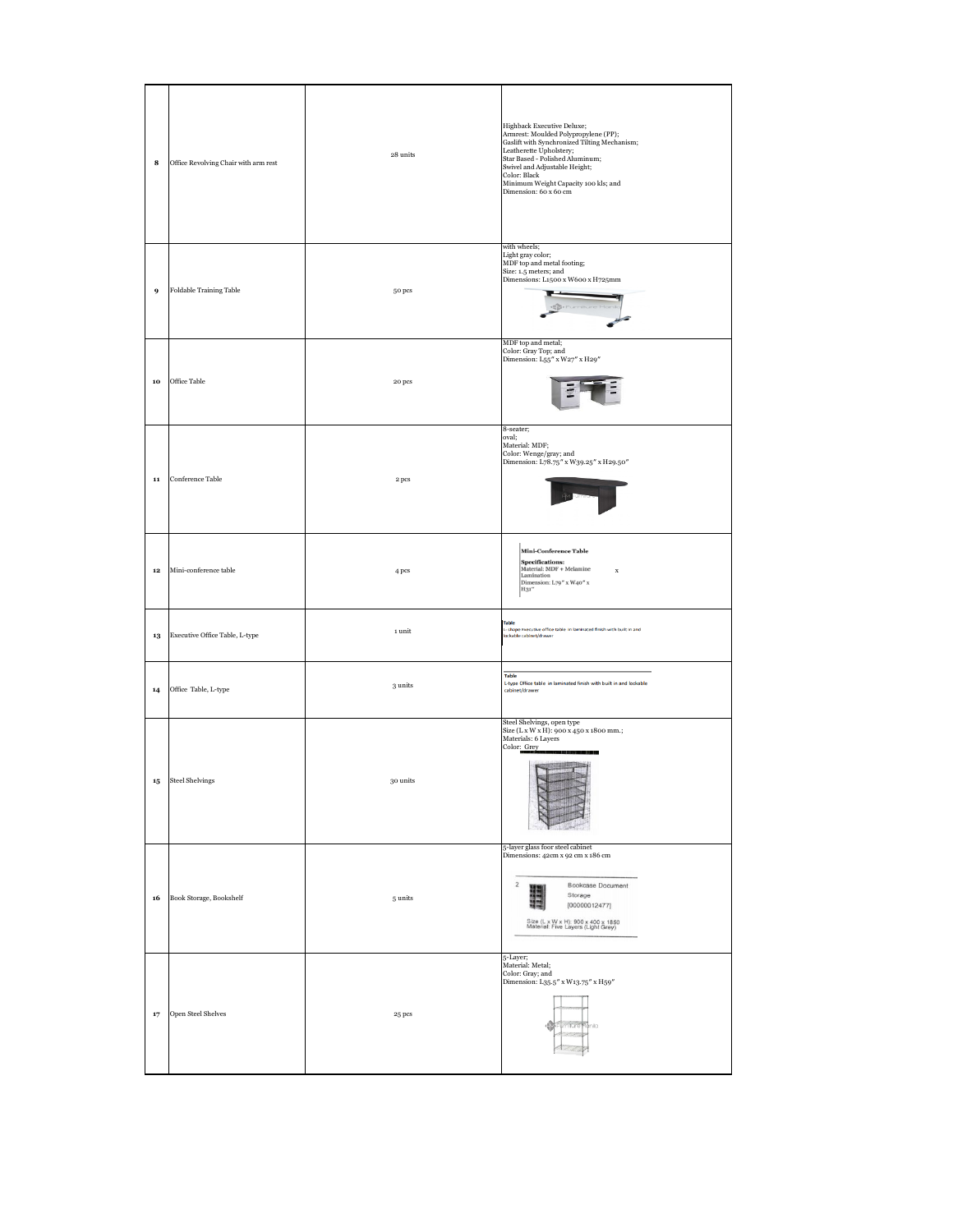| | | | |
|---|---|---|---|
| 8 | Office Revolving Chair with arm rest | 28 units | Highback Executive Deluxe;<br>Armrest: Moulded Polypropylene (PP);<br>Gaslift with Synchronized Tilting Mechanism;<br>Leatherette Upholstery;<br>Star Based - Polished Aluminum;<br>Swivel and Adjustable Height;<br>Color: Black<br>Minimum Weight Capacity 100 kls; and<br>Dimension: 60 x 60 cm |
| 9 | Foldable Training Table | 50 pcs | with wheels;<br>Light gray color;<br>MDF top and metal footing;<br>Size: 1.5 meters; and<br>Dimensions: L1500 x W600 x H725mm |
| 10 | Office Table | 20 pcs | MDF top and metal;<br>Color: Gray Top; and<br>Dimension: L55" x W27" x H29" |
| 11 | Conference Table | 2 pcs | 8-seater;<br>oval;<br>Material: MDF;<br>Color: Wenge/gray; and<br>Dimension: L78.75" x W39.25" x H29.50" |
| 12 | Mini-conference table | 4 pcs | **Mini-Conference Table**<br>**Specifications:**<br>Material: MDF + Melamine Lamination x<br>Dimension: L79" x W40" x H31" |
| 13 | Executive Office Table, L-type | 1 unit | **Table**<br>L-shape executive office table in laminated finish with built in and lockable cabinet/drawer |
| 14 | Office Table, L-type | 3 units | **Table**<br>L-type Office table in laminated finish with built in and lockable cabinet/drawer |
| 15 | Steel Shelvings | 30 units | Steel Shelvings, open type<br>Size (L x W x H): 900 x 450 x 1800 mm.;<br>Materials: 6 Layers<br>Color: Grey |
| 16 | Book Storage, Bookshelf | 5 units | 5-layer glass foor steel cabinet<br>Dimensions: 42cm x 92 cm x 186 cm<br>2 Bookcase Document Storage [00000012477]<br>Size (L x W x H): 900 x 400 x 1850<br>Material: Five Layers (Light Grey) |
| 17 | Open Steel Shelves | 25 pcs | 5-Layer;<br>Material: Metal;<br>Color: Gray; and<br>Dimension: L35.5" x W13.75" x H59" |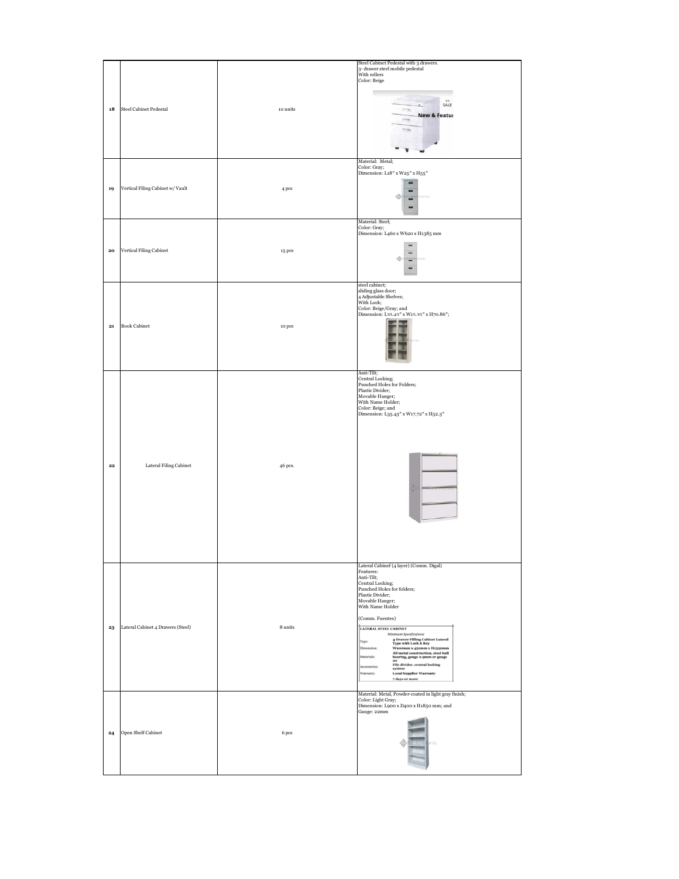| | | | |
|---|---|---|---|
| 18 | Steel Cabinet Pedestal | 10 units | Steel Cabinet Pedestal with 3 drawers.<br>3- drawer steel mobile pedestal<br>With rollers<br>Color: Beige |
| 19 | Vertical Filing Cabinet w/ Vault | 4 pcs | Material: Metal;<br>Color: Gray;<br>Dimension: L18" x W25" x H55" |
| 20 | Vertical Filing Cabinet | 15 pcs | Material: Steel;<br>Color: Gray;<br>Dimension: L460 x W620 x H1385 mm |
| 21 | Book Cabinet | 10 pcs | steel cabinet;<br>sliding glass door;<br>4 Adjustable Shelves;<br>With Lock;<br>Color: Beige/Gray; and<br>Dimension: L35.43" x W15.35" x H70.86"; |
| 22 | Lateral Filing Cabinet | 46 pcs. | Anti-Tilt;<br>Central Locking;<br>Punched Holes for Folders;<br>Plastic Divider;<br>Movable Hanger;<br>With Name Holder;<br>Color: Beige; and<br>Dimension: L35.43" x W17.72" x H52.3" |
| 23 | Lateral Cabinet 4 Drawers (Steel) | 8 units | Lateral Cabinet (4 layer) (Comm. Digal)<br>Features:<br>Anti-Tilt;<br>Central Locking;<br>Punched Holes for folders;<br>Plastic Divider;<br>Movable Hanger;<br>With Name Holder<br><br>(Comm. Fuentes)<br>**LATERAL STEEL CABINET**<br>*Minimum Specifications*<br>Type: **4 Drawer Filling Cabinet Lateral Type with Lock & Key**<br>Dimension: **W900mm x 450mm x H1532mm**<br>Materials: **All metal construction, steel ball bearing, gauge 0.9mm or gauge 20**<br>Accessories: **File divider, central locking system**<br>Warranty: **Local Supplier Warranty 7 days or more** |
| 24 | Open Shelf Cabinet | 6 pcs | Material: Metal, Powder-coated in light gray finish;<br>Color: Light Gray;<br>Dimension: L900 x D400 x H1850 mm; and<br>Gauge: 22mm |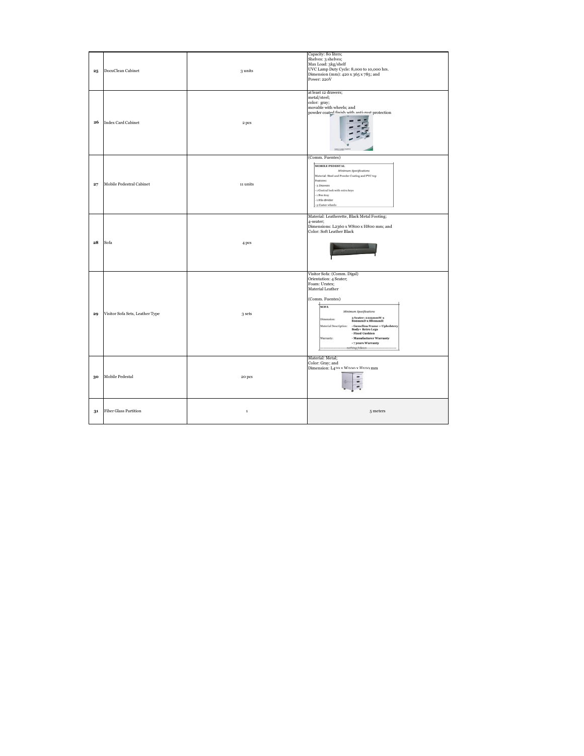| | | | |
|---|---|---|---|
| 25 | DocuClean Cabinet | 3 units | Capacity: 80 liters;<br>Shelves: 3 shelves;<br>Max Load: 3kg/shelf<br>UVC Lamp Duty Cycle: 8,000 to 10,000 hrs.<br>Dimension (mm): 420 x 365 x 785; and<br>Power: 220V |
| 26 | Index Card Cabinet | 2 pcs | at least 12 drawers;<br>metal/steel;<br>color: gray;<br>movable with wheels; and<br>powder coated finish with anti-rust protection |
| 27 | Mobile Pedestral Cabinet | 11 units | (Comm. Fuentes)<br>**MOBILE PEDESTAL**<br>*Minimum Specifications*<br>Material: Steel and Powder Coating and PVC top<br>Features:<br>- 3 Drawers<br>- 1 Central lock with extra keys<br>- 1 Pen tray<br>- 1 File divider<br>- 5 Caster wheels |
| 28 | Sofa | 4 pcs | Material: Leatherette, Black Metal Footing;<br>4-seater;<br>Dimensions: L2360 x W800 x H800 mm; and<br>Color: Soft Leather Black |
| 29 | Visitor Sofa Sets, Leather Type | 3 sets | Visitor Sofa: (Comm. Digal)<br>Orientation: 4 Seater;<br>Foam: Uratex;<br>Material Leather<br><br>(Comm. Fuentes)<br>**SOFA**<br>*Minimum Specifications*<br>Dimension: **3 Seater: 2225mmW x 800mmD x 880mmH**<br>Material Description: **- Gemelina Frame + Upholstery Body+ Retro Legs<br>- Fixed Cushion**<br>Warranty: **- Manufacturer Warranty<br>- 7 years Warranty**<br>-------------------------nothing follows------------------------- |
| 30 | Mobile Pedestal | 20 pcs | Material: Metal;<br>Color: Gray; and<br>Dimension: L420 x W500 x H550 mm |
| 31 | Fiber Glass Partition | 1 | 5 meters |